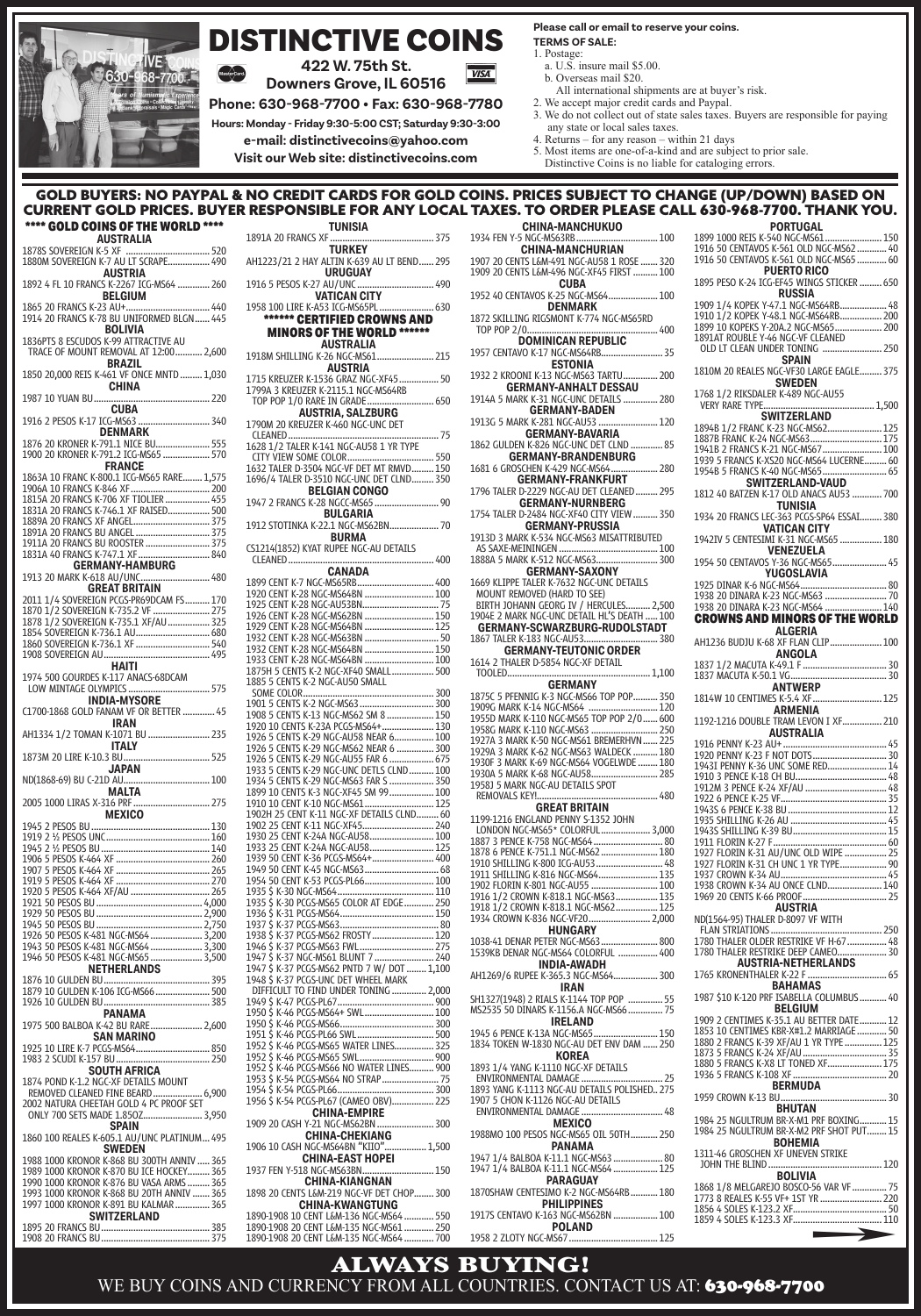# DISTINCTIVE COINS

**422 W. 75th St.**
**Downers Grove, IL 60516**

**Phone: 630-968-7700 • Fax: 630-968-7780**

**Hours: Monday - Friday 9:30-5:00 CST; Saturday 9:30-3:00**

**e-mail: distinctivecoins@yahoo.com**

**Visit our Web site: distinctivecoins.com**

**Please call or email to reserve your coins.**

**TERMS OF SALE:**

1. Postage:
   a. U.S. insure mail $5.00.
   b. Overseas mail $20.
   All international shipments are at buyer's risk.
2. We accept major credit cards and Paypal.
3. We do not collect out of state sales taxes. Buyers are responsible for paying any state or local sales taxes.
4. Returns – for any reason – within 21 days
5. Most items are one-of-a-kind and are subject to prior sale. Distinctive Coins is no liable for cataloging errors.

## GOLD BUYERS: NO PAYPAL & NO CREDIT CARDS FOR GOLD COINS. PRICES SUBJECT TO CHANGE (UP/DOWN) BASED ON CURRENT GOLD PRICES. BUYER RESPONSIBLE FOR ANY LOCAL TAXES. TO ORDER PLEASE CALL 630-968-7700. THANK YOU.

### **** GOLD COINS OF THE WORLD ****

**AUSTRALIA**
1878S SOVEREIGN K-5 XF .......... 520
1880M SOVEREIGN K-7 AU LT SCRAPE.......... 490

**AUSTRIA**
1892 4 FL 10 FRANCS K-2267 ICG-MS63 .......... 260

**BELGIUM**
1865 20 FRANCS K-23 AU+.......... 440
1914 20 FRANCS K-78 BU UNIFORMED BLGN...... 445

**BOLIVIA**
1836PTS 8 ESCUDOS K-99 ATTRACTIVE AU TRACE OF MOUNT REMOVAL AT 12:00.......... 2,600

**BRAZIL**
1850 20,000 REIS K-461 VF ONCE MNTD .......... 1,030

**CHINA**
1987 10 YUAN BU.......... 220

**CUBA**
1916 2 PESOS K-17 ICG-MS63 .......... 340

**DENMARK**
1876 20 KRONER K-791.1 NICE BU.......... 555
1900 20 KRONER K-791.2 ICG-MS65 .......... 500

**FRANCE**
1863A 10 FRANC K-800.1 ICG-MS65 RARE.......... 1,575
1906A 10 FRANCS K-846 XF.......... 200
1815A 20 FRANCS K-706 XF TIOLIER .......... 455
1831A 20 FRANCS K-746.1 XF RAISED.......... 500
1889A 20 FRANCS XF ANGEL.......... 375
1891A 20 FRANCS BU ANGEL .......... 375
1911A 20 FRANCS BU ROOSTER .......... 375
1831A 40 FRANCS K-747.1 XF.......... 840

**GERMANY-HAMBURG**
1913 20 MARK K-618 AU/UNC.......... 480

**GREAT BRITAIN**
2011 1/4 SOVEREIGN PCGS-PR69DCAM FS.......... 170
1870 1/2 SOVEREIGN K-735.2 VF .......... 275
1878 1/2 SOVEREIGN K-735.1 XF/AU .......... 325
1854 SOVEREIGN K-736.1 AU.......... 680
1860 SOVEREIGN K-736.1 XF .......... 540
1908 SOVEREIGN AU.......... 495

**HAITI**
1974 500 GOURDES K-117 ANACS-68DCAM LOW MINTAGE OLYMPICS .......... 575

**INDIA-MYSORE**
C1700-1868 GOLD FANAM VF OR BETTER .......... 45

**IRAN**
AH1334 1/2 TOMAN K-1071 BU .......... 235

**ITALY**
1873M 20 LIRE K-10.3 BU.......... 525

**JAPAN**
ND(1868-69) BU C-21D AU.......... 100

**MALTA**
2005 1000 LIRAS X-316 PRF .......... 275

**MEXICO**
1945 2 PESOS BU.......... 130
1919 2 ½ PESOS UNC.......... 160
1945 2 ½ PESOS BU .......... 140
1906 5 PESOS K-464 XF .......... 260
1907 5 PESOS K-464 XF .......... 265
1919 5 PESOS K-464 XF .......... 270
1920 5 PESOS K-464 XF/AU .......... 265
1921 50 PESOS BU .......... 4,000
1929 50 PESOS BU .......... 2,900
1945 50 PESOS BU .......... 2,750
1926 50 PESOS K-481 NGC-MS64 .......... 3,200
1943 50 PESOS K-481 NGC-MS64 .......... 3,300
1946 50 PESOS K-481 NGC-MS65 .......... 3,500

**NETHERLANDS**
1876 10 GULDEN BU.......... 395
1879 10 GULDEN K-106 ICG-MS66 .......... 500
1926 10 GULDEN BU.......... 385

**PANAMA**
1975 500 BALBOA K-42 BU RARE.......... 2,600

**SAN MARINO**
1925 10 LIRE K-7 PCGS-MS64.......... 850
1983 2 SCUDI K-157 BU.......... 250

**SOUTH AFRICA**
1874 POND K-1.2 NGC-XF DETAILS MOUNT REMOVED CLEANED FINE BEARD.......... 6,900
2002 NATURA CHEETAH GOLD 4 PC PROOF SET ONLY 700 SETS MADE 1.85OZ.......... 3,950

**SPAIN**
1860 100 REALES K-605.1 AU/UNC PLATINUM... 495

**SWEDEN**
1988 1000 KRONOR K-868 BU 300TH ANNIV ...... 365
1989 1000 KRONOR K-870 BU ICE HOCKEY.......... 365
1990 1000 KRONOR K-876 BU VASA ARMS .......... 365
1993 1000 KRONOR K-868 BU 20TH ANNIV ...... 365
1997 1000 KRONOR K-891 BU KALMAR .......... 365

**SWITZERLAND**
1895 20 FRANCS BU.......... 385
1908 20 FRANCS BU.......... 375

**TUNISIA**
1891A 20 FRANCS XF .......... 375

**TURKEY**
AH1223/21 2 HAY ALTIN K-639 AU LT BEND...... 295

**URUGUAY**
1916 5 PESOS K-27 AU/UNC.......... 490

**VATICAN CITY**
1958 100 LIRE K-A53 ICG-MS65PL.......... 630

### ****** CERTIFIED CROWNS AND MINORS OF THE WORLD ******

**AUSTRALIA**
1918M SHILLING K-26 NGC-MS61.......... 215

**AUSTRIA**
1715 KREUZER K-1536 GRAZ NGC-XF45.......... 50
1799A 3 KREUZER K-2115.1 NGC-MS64RB TOP POP 1/0 RARE IN GRADE.......... 650

**AUSTRIA, SALZBURG**
1790M 20 KREUZER K-460 NGC-UNC DET CLEANED.......... 75
1628 1/2 TALER K-141 NGC-AU58 1 YR TYPE CITY VIEW SOME COLOR.......... 550
1632 TALER D-3504 NGC-VF DET MT RMVD......... 150
1696/4 TALER D-3510 NGC-UNC DET CLND......... 350

**BELGIAN CONGO**
1947 2 FRANCS K-28 NGC-MS65 .......... 90

**BULGARIA**
1912 STOTINKA K-22.1 NGC-MS62BN.......... 70

**BURMA**
CS1214(1852) KYAT RUPEE NGC-AU DETAILS CLEANED.......... 400

**CANADA**
1899 CENT K-7 NGC-MS65RB.......... 400
1920 CENT K-28 NGC-MS64BN .......... 100
1925 CENT K-28 NGC-AU53BN.......... 75
1926 CENT K-28 NGC-MS62BN .......... 150
1929 CENT K-28 NGC-MS64BN .......... 125
1932 CENT K-28 NGC-MS63BN.......... 50
1932 CENT K-28 NGC-MS64BN .......... 150
1933 CENT K-28 NGC-MS64BN .......... 100
1875H 5 CENTS K-2 NGC-XF40 SMALL.......... 500
1885 5 CENTS K-2 NGC-AU50 SMALL SOME COLOR.......... 300
1901 5 CENTS K-2 NGC-MS63.......... 300
1908 5 CENTS K-13 NGC-MS62 SM 8 .......... 150
1920 10 CENTS K-23A PCGS-MS64+.......... 130
1926 5 CENTS K-29 NGC-AU58 NEAR 6.......... 100
1926 5 CENTS K-29 NGC-MS62 NEAR 6 .......... 300
1926 5 CENTS K-29 NGC-AU55 FAR 6 .......... 675
1933 5 CENTS K-29 NGC-UNC DETLS CLND.......... 100
1934 5 CENTS K-29 NGC-MS63 FAR S .......... 350
1899 10 CENTS K-3 NGC-XF45 SM 99.......... 100
1910 10 CENT K-10 NGC-MS61.......... 125
1902H 25 CENT K-11 NGC-XF DETAILS CLND........ 60
1902 25 CENT K-11 NGC-XF45.......... 240
1930 25 CENT K-24A NGC-AU58 .......... 100
1933 25 CENT K-24A NGC-AU58.......... 125
1939 50 CENT K-36 PCGS-MS64+.......... 400
1949 50 CENT K-45 NGC-MS63.......... 68
1954 50 CENT K-53 PCGS-PL66.......... 100
1935 $ K-30 NGC-MS64.......... 110
1935 $ K-30 PCGS-MS65 COLOR AT EDGE.......... 250
1936 $ K-31 PCGS-MS64.......... 150
1937 $ K-37 PCGS-MS63.......... 80
1938 $ K-37 PCGS-MS62 FROSTY.......... 120
1946 $ K-37 PCGS-MS63 FWL.......... 275
1947 $ K-37 NGC-MS61 BLUNT 7 .......... 240
1947 $ K-37 PCGS-MS62 PNTD 7 W/ DOT .......... 1,100
1948 $ K-37 PCGS-UNC DET WHEEL MARK DIFFICULT TO FIND UNDER TONING .......... 2,000
1949 $ K-37 PCGS-PL67.......... 900
1950 $ K-46 PCGS-MS64+ SWL.......... 100
1950 $ K-46 PCGS-MS66.......... 300
1951 $ K-46 PCGS-PL66 SWL.......... 500
1952 $ K-46 PCGS-MS65 WATER LINES.......... 325
1952 $ K-46 PCGS-MS65 SWL.......... 900
1952 $ K-46 PCGS-MS66 NO WATER LINES.......... 900
1953 $ K-54 PCGS-MS64 NO STRAP .......... 75
1954 $ K-54 PCGS-PL66.......... 300
1956 $ K-54 PCGS-PL67 (CAMEO OBV).......... 225

**CHINA-EMPIRE**
1909 20 CASH Y-21 NGC-MS62BN .......... 300

**CHINA-CHEKIANG**
1906 10 CASH NGC-MS64BN "KIIO".......... 1,500

**CHINA-EAST HOPEI**
1937 FEN Y-518 NGC-MS63BN.......... 150

**CHINA-KIANGNAN**
1898 20 CENTS L&M-219 NGC-VF DET CHOP........ 300

**CHINA-KWANGTUNG**
1890-1908 10 CENT L&M-136 NGC-MS64 .......... 550
1890-1908 20 CENT L&M-135 NGC-MS61 .......... 250
1890-1908 20 CENT L&M-135 NGC-MS64 .......... 700

**CHINA-MANCHUKUO**
1934 FEN Y-5 NGC-MS63RB.......... 100

**CHINA-MANCHURIAN**
1907 20 CENTS L&M-491 NGC-AU58 1 ROSE .......... 320
1909 20 CENTS L&M-496 NGC-XF45 FIRST .......... 100

**CUBA**
1952 40 CENTAVOS K-25 NGC-MS64.......... 100

**DENMARK**
1872 SKILLING RIGSMONT K-774 NGC-MS65RD TOP POP 2/0.......... 400

**DOMINICAN REPUBLIC**
1957 CENTAVO K-17 NGC-MS64RB.......... 35

**ESTONIA**
1932 2 KROONI K-13 NGC-MS63 TARTU.......... 200

**GERMANY-ANHALT DESSAU**
1914A 5 MARK K-31 NGC-UNC DETAILS .......... 280

**GERMANY-BADEN**
1913G 5 MARK K-281 NGC-AU53 .......... 120

**GERMANY-BAVARIA**
1862 GULDEN K-826 NGC-UNC DET CLND .......... 85

**GERMANY-BRANDENBURG**
1681 6 GROSCHEN K-429 NGC-MS64.......... 280

**GERMANY-FRANKFURT**
1796 TALER D-2229 NGC-AU DET CLEANED .......... 295

**GERMANY-NURNBERG**
1754 TALER D-2484 NGC-XF40 CITY VIEW .......... 350

**GERMANY-PRUSSIA**
1913D 3 MARK K-534 NGC-MS63 MISATTRIBUTED AS SAXE-MEININGEN .......... 100
1888A 5 MARK K-512 NGC-MS63.......... 300

**GERMANY-SAXONY**
1669 KLIPPE TALER K-7632 NGC-UNC DETAILS MOUNT REMOVED (HARD TO SEE) BIRTH JOHANN GEORG IV / HERCULES.......... 2,500
1904E 2 MARK NGC-UNC DETAIL HL'S DEATH ..... 100

**GERMANY-SCHWARZBURG-RUDOLSTADT**
1867 TALER K-183 NGC-AU53.......... 380

**GERMANY-TEUTONIC ORDER**
1614 2 THALER D-5854 NGC-XF DETAIL TOOLED.......... 1,100

**GERMANY**
1875C 5 PFENNIG K-3 NGC-MS66 TOP POP.......... 350
1909G MARK K-14 NGC-MS64 .......... 120
1955D MARK K-110 NGC-MS65 TOP POP 2/0...... 600
1958G MARK K-110 NGC-MS63 .......... 250
1927A 3 MARK K-50 NGC-MS61 BREMERHVN...... 225
1929A 3 MARK K-62 NGC-MS63 WALDECK .......... 180
1930F 3 MARK K-69 NGC-MS64 VOGELWDE .......... 180
1930A 5 MARK K-68 NGC-AU58.......... 285
1958J 5 MARK NGC-AU DETAILS SPOT REMOVALS KEY!.......... 480

**GREAT BRITAIN**
1199-1216 ENGLAND PENNY S-1352 JOHN LONDON NGC-MS65* COLORFUL.......... 3,000
1887 3 PENCE K-758 NGC-MS64.......... 80
1878 6 PENCE K-751.1 NGC-MS62 .......... 180
1910 SHILLING K-800 ICG-AU53 .......... 48
1911 SHILLING K-816 NGC-MS64.......... 135
1902 FLORIN K-801 NGC-AU55 .......... 100
1916 1/2 CROWN K-818.1 NGC-MS63.......... 135
1918 1/2 CROWN K-818.1 NGC-MS62.......... 125
1934 CROWN K-836 NGC-VF20.......... 2,000

**HUNGARY**
1038-41 DENAR PETER NGC-MS63.......... 800
1539KB DENAR NGC-MS64 COLORFUL .......... 400

**INDIA-AWADH**
AH1269/6 RUPEE K-365.3 NGC-MS64.......... 300

**IRAN**
SH1327(1948) 2 RIALS K-1144 TOP POP .......... 55
MS2535 50 DINARS K-1156.A NGC-MS66.......... 75

**IRELAND**
1945 6 PENCE K-13A NGC-MS65.......... 150
1834 TOKEN W-1830 NGC-AU DET ENV DAM ...... 250

**KOREA**
1893 1/4 YANG K-1110 NGC-XF DETAILS ENVIRONMENTAL DAMAGE .......... 25
1893 YANG K-1113 NGC-AU DETAILS POLISHED.. 275
1907 5 CHON K-1126 NGC-AU DETAILS ENVIRONMENTAL DAMAGE .......... 48

**MEXICO**
1988MO 100 PESOS NGC-MS65 OIL 50TH.......... 250

**PANAMA**
1947 1/4 BALBOA K-11.1 NGC-MS63.......... 80
1947 1/4 BALBOA K-11.1 NGC-MS64 .......... 125

**PARAGUAY**
1870SHAW CENTESIMO K-2 NGC-MS64RB.......... 180

**PHILIPPINES**
1917S CENTAVO K-163 NGC-MS62BN .......... 100

**POLAND**
1958 2 ZLOTY NGC-MS67.......... 125

**PORTUGAL**
1899 1000 REIS K-540 NGC-MS61.......... 150
1916 50 CENTAVOS K-561 OLD NGC-MS62.......... 40
1916 50 CENTAVOS K-561 OLD NGC-MS65 .......... 60

**PUERTO RICO**
1895 PESO K-24 ICG-EF45 WINGS STICKER .......... 650

**RUSSIA**
1909 1/4 KOPEK Y-47.1 NGC-MS64RB.......... 48
1910 1/2 KOPEK Y-48.1 NGC-MS64RB.......... 200
1899 10 KOPEKS Y-20A.2 NGC-MS65.......... 200
1891AT ROUBLE Y-46 NGC-VF CLEANED OLD LT CLEAN UNDER TONING .......... 250

**SPAIN**
1810M 20 REALES NGC-VF30 LARGE EAGLE.......... 375

**SWEDEN**
1768 1/2 RIKSDALER K-489 NGC-AU55 VERY RARE TYPE.......... 1,500

**SWITZERLAND**
1894B 1/2 FRANC K-23 NGC-MS62.......... 125
1887B FRANC K-24 NGC-MS63.......... 175
1941B 2 FRANCS K-21 NGC-MS67.......... 100
1939 5 FRANCS K-XS20 NGC-MS64 LUCERNE........ 60
1954B 5 FRANCS K-40 NGC-MS65.......... 65

**SWITZERLAND-VAUD**
1812 40 BATZEN K-17 OLD ANACS AU53 .......... 700

**TUNISIA**
1934 20 FRANCS LEC-363 PCGS-SP64 ESSAI.......... 380

**VATICAN CITY**
1942IV 5 CENTESIMI K-31 NGC-MS65 .......... 180

**VENEZUELA**
1954 50 CENTAVOS Y-36 NGC-MS65.......... 45

**YUGOSLAVIA**
1925 DINAR K-6 NGC-MS64.......... 80
1938 20 DINARA K-23 NGC-MS63 .......... 70
1938 20 DINARA K-23 NGC-MS64 .......... 140

### CROWNS AND MINORS OF THE WORLD

**ALGERIA**
AH1236 BUDJU K-68 XF FLAN CLIP.......... 100

**ANGOLA**
1837 1/2 MACUTA K-49.1 F .......... 30
1837 MACUTA K-50.1 VG.......... 30

**ANTWERP**
1814W 10 CENTIMES K-5.4 XF .......... 125

**ARMENIA**
1192-1216 DOUBLE TRAM LEVON I XF.......... 210

**AUSTRALIA**
1916 PENNY K-23 AU+.......... 45
1920 PENNY K-23 F NOT DOTS.......... 30
1943I PENNY K-36 UNC SOME RED.......... 14
1910 3 PENCE K-18 CH BU.......... 48
1912M 3 PENCE K-24 XF/AU .......... 48
1922 6 PENCE K-25 VF.......... 35
1943S 6 PENCE K-38 BU .......... 12
1935 SHILLING K-26 AU .......... 45
1943S SHILLING K-39 BU.......... 15
1911 FLORIN K-27 F.......... 60
1927 FLORIN K-31 AU/UNC OLD WIPE .......... 25
1927 FLORIN K-31 CH UNC 1 YR TYPE.......... 90
1937 CROWN K-34 AU.......... 45
1938 CROWN K-34 AU ONCE CLND.......... 140
1969 20 CENTS K-66 PROOF.......... 25

**AUSTRIA**
ND(1564-95) THALER D-8097 VF WITH FLAN STRIATIONS .......... 250
1780 THALER OLDER RESTRIKE VF H-67.......... 48
1780 THALER RESTRIKE DEEP CAMEO.......... 30

**AUSTRIA-NETHERLANDS**
1765 KRONENTHALER K-22 F .......... 65

**BAHAMAS**
1987 $10 K-120 PRF ISABELLA COLUMBUS.......... 40

**BELGIUM**
1909 2 CENTIMES K-35.1 AU BETTER DATE.......... 12
1853 10 CENTIMES KBR-X#1.2 MARRIAGE.......... 50
1880 2 FRANCS K-39 XF/AU 1 YR TYPE.......... 125
1873 5 FRANCS K-24 XF/AU.......... 35
1880 5 FRANCS K-X8 LT TONED XF.......... 175
1936 5 FRANCS K-108 XF .......... 20

**BERMUDA**
1959 CROWN K-13 BU.......... 30

**BHUTAN**
1984 25 NGULTRUM BR-X-M1 PRF BOXING.......... 15
1984 25 NGULTRUM BR-X-M2 PRF SHOT PUT.......... 15

**BOHEMIA**
1311-46 GROSCHEN XF UNEVEN STRIKE JOHN THE BLIND .......... 120

**BOLIVIA**
1868 1/8 MELGAREJO BOSCO-56 VAR VF.......... 75
1773 8 REALES K-55 VF+ 1ST YR .......... 220
1856 4 SOLES K-123.2 XF.......... 50
1859 4 SOLES K-123.3 XF.......... 110

## ALWAYS BUYING!

WE BUY COINS AND CURRENCY FROM ALL COUNTRIES. CONTACT US AT: **630-968-7700**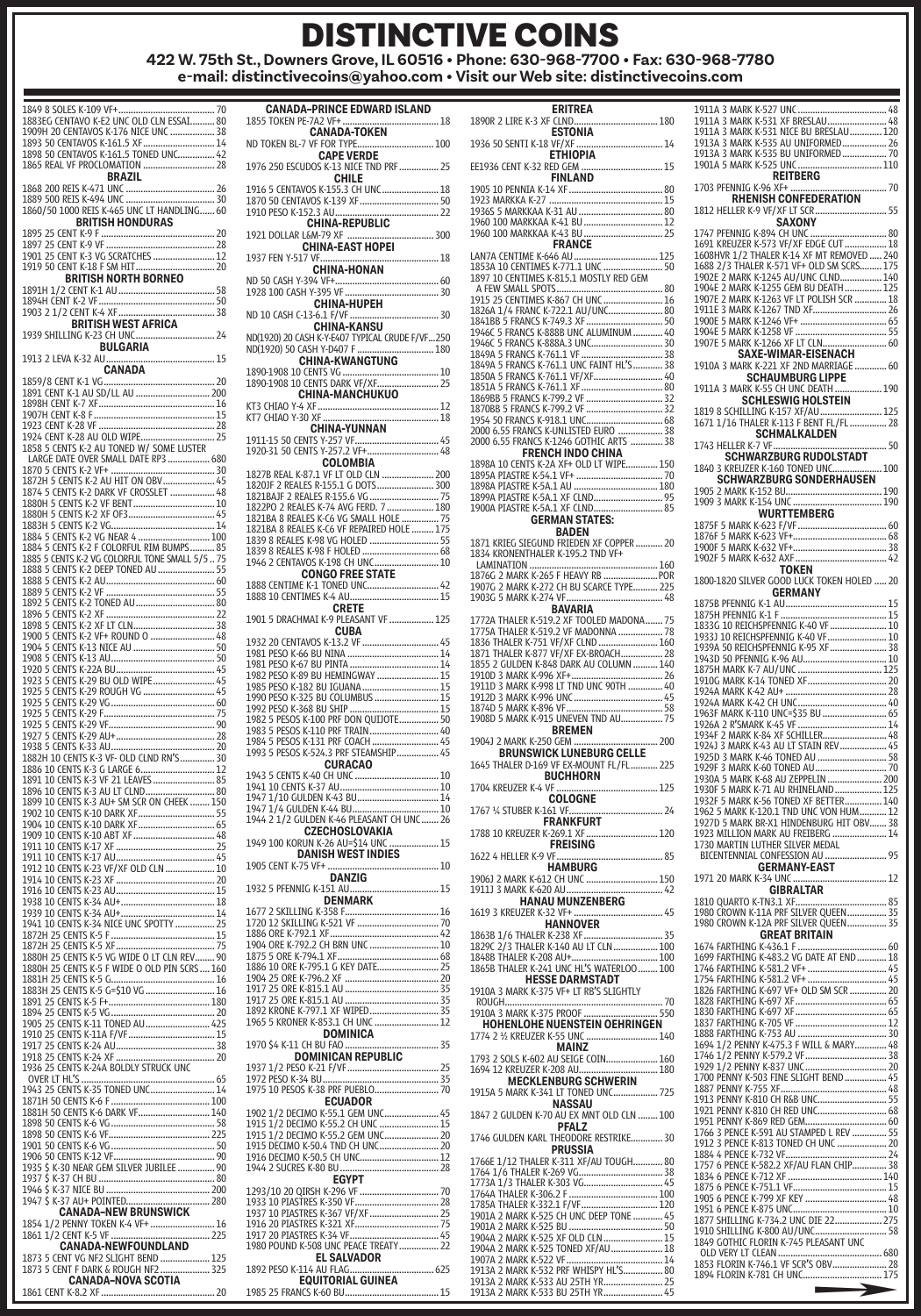# DISTINCTIVE COINS

**422 W. 75th St., Downers Grove, IL 60516 • Phone: 630-968-7700 • Fax: 630-968-7780**
**e-mail: distinctivecoins@yahoo.com • Visit our Web site: distinctivecoins.com**

1849 8 SOLES K19 VF+ .......... 70
1883EG CENTAVO K-E2 UNC OLD CLN ESSAI .......... 80
1909H 20 CENTAVOS K-176 NICE UNC .......... 38
1893 50 CENTAVOS K-161.5 XF .......... 14
1898 50 CENTAVOS K-161.5 TONED UNC .......... 42
1865 REAL VF PROCLOMATION .......... 28

**BRAZIL**
1868 200 REIS K-471 UNC .......... 26
1889 500 REIS K-494 UNC .......... 30
1860/50 1000 REIS K-465 UNC LT HANDLING .......... 60

**BRITISH HONDURAS**
1895 25 CENT K-9 F .......... 20
1897 25 CENT K-9 VF .......... 28
1901 25 CENT K-3 VG SCRATCHES .......... 12
1919 50 CENT K-18 F SM HIT .......... 20

**BRITISH NORTH BORNEO**
1891H 1/2 CENT K-1 AU .......... 58
1894H CENT K-2 VF .......... 50
1903 2 1/2 CENT K-4 XF .......... 38

**BRITISH WEST AFRICA**
1939 SHILLING K-23 CH UNC .......... 24

**BULGARIA**
1913 2 LEVA K-32 AU .......... 15

**CANADA**
1859/8 CENT K-1 VG .......... 20
1891 CENT K-1 AU SD/LL AU .......... 200
1898H CENT K-7 XF .......... 16
1907H CENT K-8 F .......... 15
1923 CENT K-28 VF .......... 28
1924 CENT K-28 AU OLD WIPE .......... 25
1858 5 CENTS K-2 AU TONED W/ SOME LUSTER LARGE DATE OVER SMALL DATE RP3 .......... 680
1870 5 CENTS K-2 VF+ .......... 30
1872H 5 CENTS K-2 AU HIT ON OBV .......... 45
1874 5 CENTS K-2 DARK VF CROSSLET .......... 48
1880H 5 CENTS K-2 VF BENT .......... 10
1880H 5 CENTS K-2 XF OF3 .......... 45
1883H 5 CENTS K-2 VG .......... 14
1884 5 CENTS K-2 VG NEAR 4 .......... 100
1884 5 CENTS K-2 F COLORFUL RIM BUMPS .......... 85
1885 5 CENTS K-2 VG COLORFUL TONE SMALL 5/5 .. 75
1888 5 CENTS K-2 DEEP TONED AU .......... 55
1888 5 CENTS K-2 AU .......... 60
1889 5 CENTS K-2 VF .......... 55
1892 5 CENTS K-2 TONED AU .......... 80
1896 5 CENTS K-2 XF .......... 22
1898 5 CENTS K-2 XF LT CLN .......... 38
1900 5 CENTS K-2 VF+ ROUND O .......... 48
1904 5 CENTS K-13 NICE AU .......... 50
1908 5 CENTS K-13 AU .......... 50
1920 5 CENTS K-22A BU .......... 45
1923 5 CENTS K-29 BU OLD WIPE .......... 45
1925 5 CENTS K-29 ROUGH VG .......... 45
1925 5 CENTS K-29 VG .......... 60
1925 5 CENTS K-29 F .......... 75
1925 5 CENTS K-29 VF .......... 90
1927 5 CENTS K-29 AU+ .......... 28
1938 5 CENTS K-33 AU .......... 20
1882H 10 CENTS K-3 VF- OLD CLND RN'S .......... 30
1886 10 CENTS K-3 G LARGE 6 .......... 12
1891 10 CENTS K-3 VF 21 LEAVES .......... 85
1896 10 CENTS K-3 AU LT CLND .......... 80
1899 10 CENTS K-3 AU+ SM SCR ON CHEEK .......... 150
1902 10 CENTS K-10 DARK XF .......... 55
1904 10 CENTS K-10 DARK XF .......... 65
1909 10 CENTS K-10 ABT XF .......... 48
1911 10 CENTS K-17 XF .......... 25
1911 10 CENTS K-17 AU .......... 45
1912 10 CENTS K-23 VF/XF OLD CLN .......... 10
1914 10 CENTS K-23 XF .......... 20
1916 10 CENTS K-23 AU .......... 15
1938 10 CENTS K-34 AU+ .......... 18
1939 10 CENTS K-34 AU+ .......... 14
1941 10 CENTS K-34 NICE UNC SPOTTY .......... 25
1872H 25 CENTS K-5 F .......... 15
1872H 25 CENTS K-5 XF .......... 75
1880H 25 CENTS K-5 VG WIDE O LT CLN REV .......... 90
1880H 25 CENTS K-5 F WIDE O OLD PIN SCRS .......... 160
1881H 25 CENTS K-5 G .......... 10
1883H 25 CENTS K-5 G=$10 VG .......... 16
1891 25 CENTS K-5 F+ .......... 180
1894 25 CENTS K-5 VG .......... 20
1905 25 CENTS K-11 TONED AU .......... 425
1910 25 CENTS K-11A F/VF .......... 15
1917 25 CENTS K-24 AU .......... 38
1918 25 CENTS K-24 XF .......... 20
1936 25 CENTS K-24A BOLDLY STRUCK UNC OVER LT HL'S .......... 65
1943 25 CENTS K-35 TONED UNC .......... 14
1871H 50 CENTS K-6 F .......... 100
1881H 50 CENTS K-6 DARK VF .......... 140
1898 50 CENTS K-6 VG .......... 58
1898 50 CENTS K-6 VF .......... 225
1901 50 CENTS K-6 VG .......... 50
1906 50 CENTS K-12 VF .......... 90
1935 $ K-30 NEAR GEM SILVER JUBILEE .......... 90
1937 $ K-37 CH BU .......... 80
1946 $ K-37 NICE BU .......... 200
1947 $ K-37 AU+ POINTED .......... 280

**CANADA–NEW BRUNSWICK**
1854 1/2 PENNY TOKEN K-4 VF+ .......... 16
1861 1/2 CENT K-5 VF .......... 225

**CANADA–NEWFOUNDLAND**
1873 5 CENT VG NF2 SLIGHT BEND .......... 125
1873 5 CENT F DARK & ROUGH NF2 .......... 325

**CANADA–NOVA SCOTIA**
1861 CENT K-8.2 XF .......... 20

**CANADA–PRINCE EDWARD ISLAND**
1855 TOKEN PE-7A2 VF+ .......... 18

**CANADA–TOKEN**
ND TOKEN BL-7 VF FOR TYPE .......... 100

**CAPE VERDE**
1976 250 ESCUDOS K-13 NICE TND PRF .......... 25

**CHILE**
1916 5 CENTAVOS K-155.3 CH UNC .......... 18
1870 50 CENTAVOS K-139 XF .......... 50
1910 PESO K-152.3 AU .......... 22

**CHINA–REPUBLIC**
1921 DOLLAR L&M-79 XF .......... 300

**CHINA–EAST HOPEI**
1937 FEN Y-517 VF .......... 18

**CHINA–HONAN**
ND 50 CASH Y-394 VF+ .......... 60
1928 100 CASH Y-395 VF .......... 38

**CHINA–HUPEH**
ND 10 CASH C-13-6.1 F/VF .......... 30

**CHINA–KANSU**
ND(1920) 20 CASH K-Y-E407 TYPICAL CRUDE F/VF .......... 250
ND(1920) 50 CASH Y-D407 F .......... 180

**CHINA–KWANGTUNG**
1890-1908 10 CENTS VG .......... 10
1890-1908 10 CENTS DARK VF/XF .......... 25

**CHINA–MANCHUKUO**
KT3 CHIAO Y-4 XF .......... 12
KT7 CHIAO Y-30 XF .......... 18

**CHINA–YUNNAN**
1911-15 50 CENTS Y-257 VF .......... 45
1920-31 50 CENTS Y-257.2 VF+ .......... 48

**COLOMBIA**
1827B REAL K-87.1 VF LT OLD CLN .......... 200
1820JF 2 REALES R-155.1 G DOTS .......... 300
1821BAJF 2 REALES R-155.6 VG .......... 75
1822PO 2 REALES K-74 AVG FERD. 7 .......... 180
1821BA 8 REALES K-C6 VG SMALL HOLE .......... 75
1821BA 8 REALES K-C6 VF REPAIRED HOLE .......... 175
1839 8 REALES K-98 VG HOLED .......... 55
1839 8 REALES K-98 F HOLED .......... 68
1946 2 CENTAVOS K-198 CH UNC .......... 10

**CONGO FREE STATE**
1888 CENTIME K-1 TONED UNC .......... 42
1888 10 CENTIMES K-4 AU .......... 15

**CRETE**
1901 5 DRACHMAI K-9 PLEASANT VF .......... 125

**CUBA**
1932 20 CENTAVOS K-13.2 VF .......... 45
1981 PESO K-66 BU NINA .......... 14
1981 PESO K-67 BU PINTA .......... 14
1982 PESO K-89 BU HEMINGWAY .......... 15
1985 PESO K-182 BU IGUANA .......... 15
1990 PESO K-325 BU COLUMBUS .......... 15
1992 PESO K-368 BU SHIP .......... 15
1982 5 PESOS K-100 PRF DON QUIJOTE .......... 50
1983 5 PESOS K-110 PRF TRAIN .......... 40
1984 5 PESOS K-131 PRF COACH .......... 45
1993 5 PESOS K-524.3 PRF STEAMSHIP .......... 45

**CURACAO**
1943 5 CENTS K-40 CH UNC .......... 10
1941 10 CENTS K-37 AU .......... 10
1947 1/10 GULDEN K-43 BU .......... 14
1947 1/4 GULDEN K-44 BU .......... 10
1944 2 1/2 GULDEN K-46 PLEASANT CH UNC .......... 26

**CZECHOSLOVAKIA**
1949 100 KORUN K-26 AU=$14 UNC .......... 15

**DANISH WEST INDIES**
1905 CENT K-75 VF+ .......... 10

**DANZIG**
1932 5 PFENNIG K-151 AU .......... 15

**DENMARK**
1677 2 SKILLING K-358 F .......... 16
1720 12 SKILLING K-521 VF .......... 70
1886 ORE K-792.1 XF .......... 42
1904 ORE K-792.2 CH BRN UNC .......... 10
1875 5 ORE K-794.1 XF .......... 68
1886 10 ORE K-795.1 G KEY DATE .......... 25
1904 25 ORE K-796.2 XF .......... 20
1917 25 ORE K-815.1 AU .......... 35
1917 25 ORE K-815.1 AU .......... 35
1892 KRONE K-797.1 XF WIPED .......... 35
1965 5 KRONER K-853.1 CH UNC .......... 12

**DOMINICA**
1970 $4 K-11 CH BU FAO .......... 35

**DOMINICAN REPUBLIC**
1937 1/2 PESO K-21 F/VF .......... 25
1972 PESO K-34 BU .......... 35
1975 10 PESOS K-38 PRF PUEBLO .......... 70

**ECUADOR**
1902 1/2 DECIMO K-55.1 GEM UNC .......... 45
1915 1/2 DECIMO K-55.2 CH UNC .......... 15
1915 1/2 DECIMO K-55.2 GEM UNC .......... 20
1915 DECIMO K-50.4 TND CH UNC .......... 20
1916 DECIMO K-50.5 CH UNC .......... 12
1944 2 SUCRES K-80 BU .......... 28

**EGYPT**
1293/10 20 QIRSH K-296 VF .......... 70
1933 10 PIASTRES K-350 VF .......... 28
1937 10 PIASTRES K-367 VF/XF .......... 25
1916 20 PIASTRES K-321 XF .......... 75
1917 20 PIASTRES K-34 VF .......... 45
1980 POUND K-508 UNC PEACE TREATY .......... 22

**EL SALVADOR**
1892 PESO K-114 AU FLAG .......... 625

**EQUITORIAL GUINEA**
1985 25 FRANCS K-60 BU .......... 15

**ERITREA**
1890R 2 LIRE K-3 VF CLND .......... 180

**ESTONIA**
1936 50 SENTI K-18 VF/XF .......... 14

**ETHIOPIA**
EE1936 CENT K-32 RED GEM .......... 15

**FINLAND**
1905 10 PENNIA K-14 XF .......... 80
1923 MARKKA K-27 .......... 15
1936S 5 MARKKAA K-31 AU .......... 80
1960 100 MARKKAA K-41 BU .......... 12
1960 100 MARKKAA K-43 BU .......... 25

**FRANCE**
LAN7A CENTIME K-646 AU .......... 125
1853A 10 CENTIMES K-771.1 UNC .......... 50
1897 10 CENTIMES K-815.1 MOSTLY RED GEM A FEW SMALL SPOTS .......... 80
1915 25 CENTIMES K-867 CH UNC .......... 16
1826A 1/4 FRANC K-722.1 AU/UNC .......... 80
1841BB 5 FRANCS K-749.3 XF .......... 50
1946C 5 FRANCS K-888B UNC ALUMINUM .......... 40
1946C 5 FRANCS K-888A.3 UNC .......... 30
1849A 5 FRANCS K-761.1 VF .......... 38
1849A 5 FRANCS K-761.1 UNC FAINT HL'S .......... 38
1850A 5 FRANCS K-761.1 VF/XF .......... 40
1851A 5 FRANCS K-761.1 XF .......... 80
1869BB 5 FRANCS K-799.2 VF .......... 32
1870BB 5 FRANCS K-799.2 VF .......... 32
1954 50 FRANCS K-918.1 UNC .......... 68
2000 6.55 FRANCS K-UNLISTED EURO .......... 38
2000 6.55 FRANCS K-1246 GOTHIC ARTS .......... 38

**FRENCH INDO CHINA**
1898A 10 CENTS K-2A XF+ OLD LT WIPE .......... 150
1895A PIASTRE K-5A.1 VF+ .......... 70
1898A PIASTRE K-5A.1 AU .......... 180
1899A PIASTRE K-5A.1 XF CLND .......... 95
1900A PIASTRE K-5A.1 XF CLND .......... 85

**GERMAN STATES:**

**BADEN**
1871 KRIEG SIEGUND FRIEDEN XF COPPER .......... 20
1834 KRONENTHALER K-195.2 TND VF+ LAMINATION .......... 160
1876G 2 MARK K-265 F HEAVY RB .......... POR
1907G 2 MARK K-272 CH BU SCARCE TYPE .......... 225
1903G 5 MARK K-274 VF .......... 48

**BAVARIA**
1772A THALER K-519.2 XF TOOLED MADONA .......... 75
1775A THALER K-519.2 VF MADONNA .......... 78
1836 THALER K-751 VF/XF CLND .......... 160
1871 THALER K-877 VF/XF EX-BROACH .......... 28
1855 2 GULDEN K-848 DARK AU COLUMN .......... 140
1910D 3 MARK K-996 XF+ .......... 26
1911D 3 MARK K-998 LT TND UNC 90TH .......... 40
1912D 3 MARK K-996 UNC .......... 45
1874D 5 MARK K-896 VF .......... 58
1908D 5 MARK K-915 UNEVEN TND AU .......... 75

**BREMEN**
1904J 2 MARK K-250 GEM .......... 200

**BRUNSWICK LUNEBURG CELLE**
1645 THALER D-169 VF EX-MOUNT FL/FL .......... 225

**BUCHHORN**
1704 KREUZER K-4 VF .......... 125

**COLOGNE**
1767 ¼ STUBER K-161 VF .......... 24

**FRANKFURT**
1788 10 KREUZER K-269.1 XF .......... 120

**FREISING**
1622 4 HELLER K-9 VF .......... 85

**HAMBURG**
1906J 2 MARK K-612 CH UNC .......... 150
1911J 3 MARK K-620 AU .......... 42

**HANAU MUNZENBERG**
1619 3 KREUZER K-32 VF+ .......... 45

**HANNOVER**
1863B 1/6 THALER K-238 XF .......... 35
1829C 2/3 THALER K-140 AU LT CLN .......... 100
1848B THALER K-208 AU+ .......... 100
1865B THALER K-241 UNC HL'S WATERLOO .......... 100

**HESSE DARMSTADT**
1910A 3 MARK K-375 VF+ LT RB'S SLIGHTLY ROUGH .......... 70
1910A 3 MARK K-375 PROOF .......... 550

**HOHENLOHE NUENSTEIN OEHRINGEN**
1774 2 ½ KREUZER K-55 UNC .......... 140

**MAINZ**
1793 2 SOLS K-602 AU SEIGE COIN .......... 160
1694 12 KREUZER K-208 AU .......... 180

**MECKLENBURG SCHWERIN**
1915A 5 MARK K-341 LT TONED UNC .......... 725

**NASSAU**
1847 2 GULDEN K-70 AU EX MNT OLD CLN .......... 100

**PFALZ**
1746 GULDEN KARL THEODORE RESTRIKE .......... 30

**PRUSSIA**
1766E 1/12 THALER K-311 XF/AU TOUGH .......... 80
1764 1/6 THALER K-269 VG .......... 38
1773A 1/3 THALER K-303 VG .......... 15
1764A THALER K-306.2 F .......... 100
1785A THALER K-332.1 F/VF .......... 120
1901A 2 MARK K-525 CH UNC DEEP TONE .......... 45
1901A 2 MARK K-525 BU .......... 50
1904A 2 MARK K-525 XF OLD CLN .......... 15
1904A 2 MARK K-525 TONED XF/AU .......... 18
1907A 2 MARK K-522 VF .......... 14
1913A 2 MARK K-532 PRF WHISPY HL'S .......... 80
1913A 2 MARK K-533 AU 25TH YR .......... 25
1913A 2 MARK K-533 BU 25TH YR .......... 45
1911A 3 MARK K-527 UNC .......... 48
1911A 3 MARK K-531 XF BRESLAU .......... 48
1911A 3 MARK K-531 NICE BU BRESLAU .......... 120
1913A 3 MARK K-535 AU UNIFORMED .......... 26
1913A 3 MARK K-535 BU UNIFORMED .......... 70
1901A 5 MARK K-525 UNC .......... 110

**REITBERG**
1703 PFENNIG K-96 XF+ .......... 70

**RHENISH CONFEDERATION**
1812 HELLER K-9 VF/XF LT SCR .......... 55

**SAXONY**
1747 PFENNIG K-894 CH UNC .......... 80
1691 KREUZER K-573 VF/XF EDGE CUT .......... 18
1608HVR 1/2 THALER K-14 XF MT REMOVED .......... 240
1688 2/3 THALER K-571 VF+ OLD SM SCRS .......... 175
1902E 2 MARK K-1245 AU/UNC CLND .......... 140
1904E 2 MARK K-1255 GEM BU DEATH .......... 125
1907E 2 MARK K-1263 VF LT POLISH SCR .......... 18
1911E 3 MARK K-1267 TND XF .......... 26
1900E 5 MARK K-1246 VF+ .......... 65
1904E 5 MARK K-1258 VF .......... 55
1907E 5 MARK K-1266 XF LT CLN .......... 60

**SAXE-WIMAR-EISENACH**
1910A 3 MARK K-221 XF 2ND MARRIAGE .......... 60

**SCHAUMBURG LIPPE**
1911A 3 MARK K-55 CH UNC DEATH .......... 190

**SCHLESWIG HOLSTEIN**
1819 8 SCHILLING K-157 XF/AU .......... 125
1671 1/16 THALER K-113 F BENT FL/FL .......... 28

**SCHMALKALDEN**
1743 HELLER K-7 VF .......... 50

**SCHWARZBURG RUDOLSTADT**
1840 3 KREUZER K-160 TONED UNC .......... 100

**SCHWARZBURG SONDERHAUSEN**
1905 2 MARK K-152 BU .......... 190
1909 3 MARK K-154 UNC .......... 190

**WURTTEMBERG**
1875F 5 MARK K-623 F/VF .......... 60
1876F 5 MARK K-623 VF+ .......... 68
1900F 5 MARK K-632 VF+ .......... 38
1902F 5 MARK K-632 AXF .......... 42

**TOKEN**
1800-1820 SILVER GOOD LUCK TOKEN HOLED .......... 20

**GERMANY**
1875B PFENNIG K-1 AU .......... 15
1875H PFENNIG K-1 F .......... 15
1833G 10 REICHSPFENNIG K-40 VF .......... 10
1933J 10 REICHSPFENNIG K-40 VF .......... 10
1939A 50 REICHSPFENNIG K-95 XF .......... 38
1943D 50 PFENNIG K-96 AU .......... 10
1875H MARK K-7 AU/UNC .......... 125
1910G MARK K-14 TONED XF .......... 20
1924A MARK K-42 AU+ .......... 28
1924A MARK K-42 CH UNC .......... 40
1963F MARK K-110 UNC=$35 BU .......... 65
1926A 2 R'SMARK K-45 VF .......... 14
1934F 2 MARK K-84 XF SCHILLER .......... 48
1924J 3 MARK K-43 AU LT STAIN REV .......... 45
1925D 3 MARK K-46 TONED AU .......... 58
1929F 3 MARK K-60 TONED AU .......... 70
1930A 5 MARK K-68 AU ZEPPELIN .......... 200
1930F 5 MARK K-71 AU RHINELAND .......... 125
1932F 5 MARK K-56 TONED XF BETTER .......... 140
1962 5 MARK K-120.1 TND UNC VON HUM .......... 12
1927D 5 MARK BR-X1 HINDENBURG HIT OBV .......... 38
1923 MILLION MARK AU FREIBERG .......... 14
1730 MARTIN LUTHER SILVER MEDAL BICENTENNIAL CONFESSION AU .......... 95

**GERMANY-EAST**
1971 20 MARK K-34 UNC .......... 12

**GIBRALTAR**
1810 QUARTO K-TN3.1 XF .......... 85
1980 CROWN K-11A PRF SILVER QUEEN .......... 35
1980 CROWN K-12A PRF SILVER QUEEN .......... 35

**GREAT BRITAIN**
1674 FARTHING K-436.1 F .......... 60
1699 FARTHING K-483.2 VG DATE AT END .......... 18
1746 FARTHING K-581.2 VF+ .......... 45
1754 FARTHING K-581.2 VF+ .......... 45
1826 FARTHING K-697 VF+ OLD SM SCR .......... 20
1828 FARTHING K-697 XF .......... 65
1830 FARTHING K-697 XF .......... 65
1837 FARTHING K-705 VF .......... 12
1888 FARTHING K-753 AU .......... 30
1694 1/2 PENNY K-475.3 F WILL & MARY .......... 48
1746 1/2 PENNY K-579.2 VF .......... 38
1929 1/2 PENNY K-837 UNC .......... 20
1700 PENNY K-503 FINE SLIGHT BEND .......... 45
1887 PENNY K-755 XF .......... 48
1913 PENNY K-810 CH R&B UNC .......... 55
1921 PENNY K-810 CH RED UNC .......... 68
1951 PENNY K-869 RED GEM .......... 60
1766 3 PENCE K-591 AU STAMPED L REV .......... 55
1912 3 PENCE K-813 TONED CH UNC .......... 20
1884 4 PENCE K-732 VF .......... 24
1757 6 PENCE K-582.2 XF/AU FLAN CHIP .......... 38
1834 6 PENCE K-712 XF .......... 140
1875 6 PENCE K-751.1 VF .......... 15
1905 6 PENCE K-799 XF KEY .......... 48
1951 6 PENCE K-875 UNC .......... 10
1877 SHILLING K-734.2 UNC DIE 22 .......... 275
1910 SHILLING K-800 AU/UNC .......... 58
1849 GOTHIC FLORIN K-745 PLEASANT UNC OLD VERY LT CLEAN .......... 680
1853 FLORIN K-746.1 VF SCR'S OBV .......... 28
1894 FLORIN K-781 CH UNC .......... 175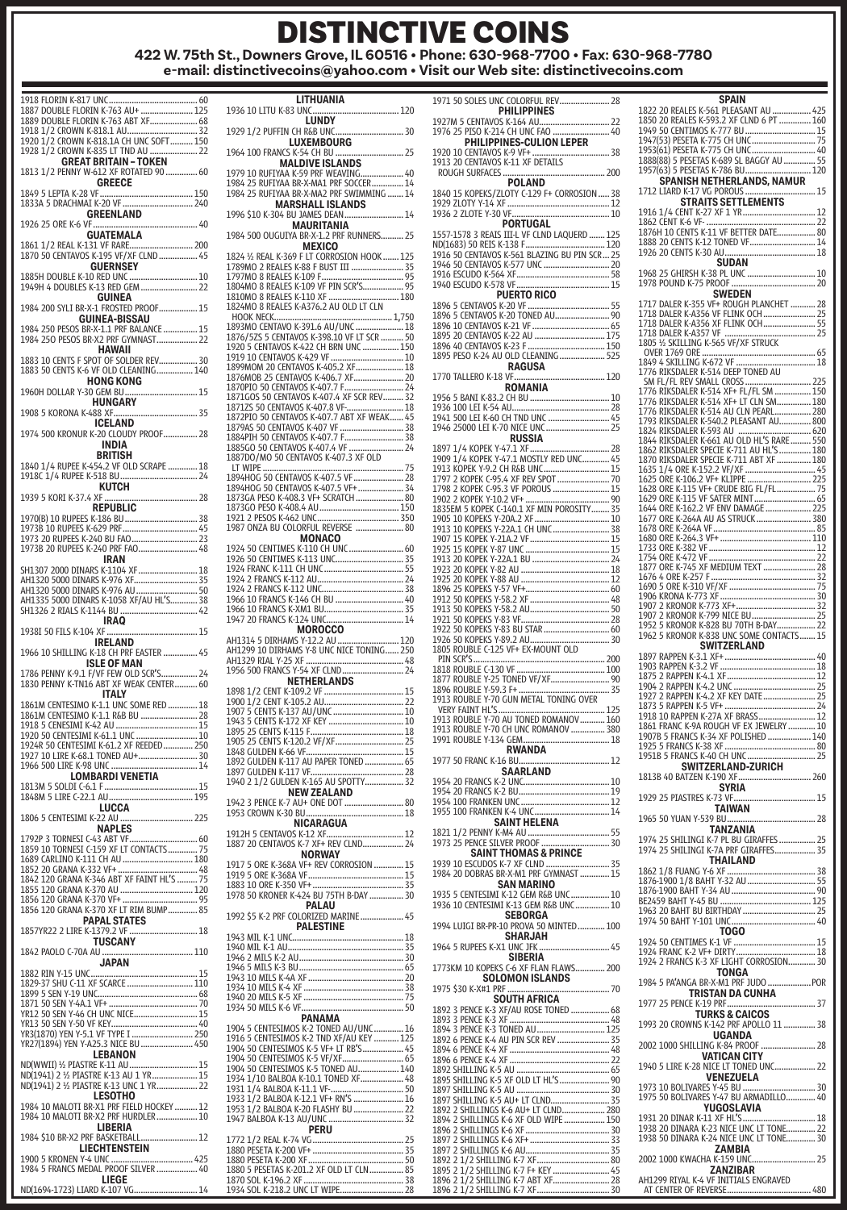# DISTINCTIVE COINS

**422 W. 75th St., Downers Grove, IL 60516 • Phone: 630-968-7700 • Fax: 630-968-7780**
**e-mail: distinctivecoins@yahoo.com • Visit our Web site: distinctivecoins.com**

1918 FLORIN K-817 UNC ..... 60
1887 DOUBLE FLORIN K-763 AU+ ..... 125
1889 DOUBLE FLORIN K-763 ABT XF ..... 68
1918 1/2 CROWN K-818.1 AU ..... 32
1920 1/2 CROWN K-818.1A CH UNC SOFT ..... 150
1928 1/2 CROWN K-835 LT TND AU ..... 22

### GREAT BRITAIN – TOKEN
1813 1/2 PENNY W-612 XF ROTATED 90 ..... 60

### GREECE
1849 5 LEPTA K-28 VF ..... 150
1833A 5 DRACHMAI K-20 VF ..... 240

### GREENLAND
1926 25 ORE K-6 VF ..... 40

### GUATEMALA
1861 1/2 REAL K-131 VF RARE ..... 200
1870 50 CENTAVOS K-195 VF/XF CLND ..... 45

### GUERNSEY
1885H DOUBLE K-10 RED UNC ..... 10
1949H 4 DOUBLES K-13 RED GEM ..... 22

### GUINEA
1984 200 SYLI BR-X-1 FROSTED PROOF ..... 15

### GUINEA-BISSAU
1984 250 PESOS BR-X-1.1 PRF BALANCE ..... 15
1984 250 PESOS BR-X-2 PRF GYMNAST ..... 22

### HAWAII
1883 10 CENTS F SPOT OF SOLDER REV ..... 30
1883 50 CENTS K-6 VF OLD CLEANING ..... 140

### HONG KONG
1960H DOLLAR Y-30 GEM BU ..... 15

### HUNGARY
1908 5 KORONA K-488 XF ..... 35

### ICELAND
1974 500 KRONUR K-20 CLOUDY PROOF ..... 28

### INDIA
### BRITISH
1840 1/4 RUPEE K-454.2 VF OLD SCRAPE ..... 18
1918C 1/4 RUPEE K-518 BU ..... 24

### KUTCH
1939 5 KORI K-37.4 XF ..... 28

### REPUBLIC
1970(B) 10 RUPEES K-186 BU ..... 38
1973B 10 RUPEES K-629 PRF ..... 45
1973 20 RUPEES K-240 BU FAO ..... 23
1973B 20 RUPEES K-240 PRF FAO ..... 48

### IRAN
SH1307 2000 DINARS K-1104 XF ..... 18
AH1320 5000 DINARS K-976 XF ..... 35
AH1320 5000 DINARS K-976 AU ..... 50
AH1335 5000 DINARS K-1058 XF/AU HL'S ..... 38
SH1326 2 RIALS K-1144 BU ..... 42

### IRAQ
1938I 50 FILS K-104 XF ..... 15

### IRELAND
1966 10 SHILLING K-18 CH PRF EASTER ..... 45

### ISLE OF MAN
1786 PENNY K-9.1 F/VF FEW OLD SCR'S ..... 24
1830 PENNY K-TN16 ABT XF WEAK CENTER ..... 60

### ITALY
1861M CENTESIMO K-1.1 UNC SOME RED ..... 18
1861M CENTESIMO K-1.1 R&B BU ..... 28
1918 5 CENESIMI K-42 AU ..... 15
1920 50 CENTESIMI K-61.1 UNC ..... 10
1924R 50 CENTESIMI K-61.2 XF REEDED ..... 250
1927 10 LIRE K-68.1 TONED AU+ ..... 30
1966 500 LIRE K-98 UNC ..... 14

### LOMBARDI VENETIA
1813M 5 SOLDI C-6.1 F ..... 15
1848M 5 LIRE C-22.1 AU ..... 195

### LUCCA
1806 5 CENTESIMI K-22 AU ..... 225

### NAPLES
1792P 3 TORNESCI C-43 ABT VF ..... 60
1859 10 TORNESI C-159 XF LT CONTACTS ..... 75
1689 CARLINO K-111 CH AU ..... 180
1852 20 GRANA K-332 VF+ ..... 48
1842 120 GRANA K-346 APT XF FAINT HL'S ..... 75
1855 120 GRANA K-370 AU ..... 120
1856 120 GRANA K-370 VF+ ..... 95
1856 120 GRANA K-370 XF LT RIM BUMP ..... 85

### PAPAL STATES
1857YR22 2 LIRE K-1379.2 VF ..... 18

### TUSCANY
1842 PAOLO C-70A AU ..... 110

### JAPAN
1882 RIN Y-15 UNC ..... 15
1829-37 SHU C-11 XF SCARCE ..... 110
1899 5 SEN Y-19 UNC ..... 68
1871 50 SEN Y-4A.1 VF+ ..... 70
YR12 50 SEN Y-46 CH UNC NICE ..... 15
YR13 50 SEN Y-50 VF KEY ..... 40
YR3(1870) YEN Y-5.1 VF TYPE I ..... 250
YR27(1894) YEN Y-A25.3 NICE BU ..... 450

### LEBANON
ND(WWII) ½ PIASTRE K-11 AU ..... 15
ND(1941) 2 ½ PIASTRE K-13 AU 1 YR ..... 15
ND(1941) 2 ½ PIASTRE K-13 UNC 1 YR ..... 22

### LESOTHO
1984 10 MALOTI BR-X1 PRF FIELD HOCKEY ..... 12
1984 10 MALOTI BR-X2 PRF HURDLER ..... 10

### LIBERIA
1984 $10 BR-X2 PRF BASKETBALL ..... 12

### LIECHTENSTEIN
1900 5 KRONEN Y-4 UNC ..... 425
1984 5 FRANCS MEDAL PROOF SILVER ..... 40

### LIEGE
ND(1694-1723) LIARD K-107 VG ..... 14

### LITHUANIA
1936 10 LITU K-83 UNC ..... 120

### LUNDY
1929 1/2 PUFFIN CH R&B UNC ..... 30

### LUXEMBOURG
1964 100 FRANCS K-54 CH BU ..... 25

### MALDIVE ISLANDS
1979 10 RUFIYAA K-59 PRF WEAVING ..... 40
1984 25 RUFIYAA BR-X-MA1 PRF SOCCER ..... 14
1984 25 RUFIYAA BR-X-MA2 PRF SWIMMING ..... 14

### MARSHALL ISLANDS
1996 $10 K-304 BU JAMES DEAN ..... 14

### MAURITANIA
1984 500 OUGUIYA BR-X-1.2 PRF RUNNERS ..... 25

### MEXICO
1824 ½ REAL K-369 F LT CORROSION HOOK ..... 125
1789MO 2 REALES K-88 F BUST III ..... 35
1797MO 8 REALES K-109 F ..... 95
1804MO 8 REALES K-109 VF PIN SCR'S ..... 95
1810MO 8 REALES K-110 XF ..... 180
1824MO 8 REALES K-A376.2 AU OLD LT CLN HOOK NECK ..... 1,750
1893MO CENTAVO K-391.6 AU/UNC ..... 18
1876/5ZS 5 CENTAVOS K-398.10 VF LT SCR ..... 50
1920 5 CENTAVOS K-422 CH BRN UNC ..... 150
1919 10 CENTAVOS K-429 VF ..... 10
1899MOM 20 CENTAVOS K-405.2 XF ..... 18
1876MOB 25 CENTAVOS K-406.7 XF ..... 20
1870PIO 50 CENTAVOS K-407.7 F ..... 24
1871GOS 50 CENTAVOS K-407.4 XF SCR REV ..... 32
1871ZS 50 CENTAVOS K-407.8 VF- ..... 18
1872PIO 50 CENTAVOS K-407.7 ABT XF WEAK ..... 45
1879AS 50 CENTAVOS K-407 VF ..... 38
1884PIH 50 CENTAVOS K-407.7 F ..... 38
1885GO 50 CENTAVOS K-407.4 VF ..... 24
1887DO/MO 50 CENTAVOS K-407.3 XF OLD LT WIPE ..... 75
1894HOG 50 CENTAVOS K-407.5 VF ..... 28
1894HOG 50 CENTAVOS K-407.5 VF+ ..... 34
1873GA PESO K-408.3 VF+ SCRATCH ..... 80
1873GO PESO K-408.4 AU ..... 150
1921 2 PESOS K-462 UNC ..... 350
1987 ONZA BU COLORFUL REVERSE ..... 80

### MONACO
1924 50 CENTIMES K-110 CH UNC ..... 60
1926 50 CENTIMES K-113 UNC ..... 35
1924 FRANC K-111 CH UNC ..... 55
1924 2 FRANCS K-112 AU ..... 24
1924 2 FRANCS K-112 UNC ..... 38
1966 10 FRANCS K-146 CH BU ..... 40
1966 10 FRANCS K-XM1 BU ..... 35
1947 20 FRANCS K-124 UNC ..... 14

### MOROCCO
AH1314 5 DIRHAMS Y-12.2 AU ..... 120
AH1299 10 DIRHAMS Y-8 UNC NICE TONING ..... 250
AH1329 RIAL Y-25 XF ..... 48
1956 500 FRANCS Y-54 XF CLND ..... 24

### NETHERLANDS
1898 1/2 CENT K-109.2 VF ..... 15
1900 1/2 CENT K-105.2 AU ..... 22
1907 5 CENTS K-137 AU/UNC ..... 10
1943 5 CENTS K-172 XF KEY ..... 10
1895 25 CENTS K-115 F ..... 18
1905 25 CENTS K-120.2 VF/XF ..... 25
1848 GULDEN K-66 VF ..... 15
1892 GULDEN K-117 AU PAPER TONED ..... 65
1897 GULDEN K-117 VF ..... 28
1940 2 1/2 GULDEN K-165 AU SPOTTY ..... 32

### NEW ZEALAND
1942 3 PENCE K-7 AU+ ONE DOT ..... 80
1953 CROWN K-30 BU ..... 18

### NICARAGUA
1912H 5 CENTAVOS K-12 XF ..... 12
1887 20 CENTAVOS K-7 XF+ REV CLND ..... 24

### NORWAY
1917 5 ORE K-368A VF+ REV CORROSION ..... 15
1919 5 ORE K-368A VF ..... 15
1883 10 ORE K-350 VF+ ..... 15
1978 50 KRONER K-424 BU 75TH B-DAY ..... 30

### PALAU
1992 $5 K-2 PRF COLORIZED MARINE ..... 45

### PALESTINE
1943 MIL K-1 UNC ..... 18
1940 MIL K-1 AU ..... 35
1946 2 MILS K-2 AU ..... 30
1946 5 MILS K-3 BU ..... 65
1943 10 MILS K-4A XF ..... 20
1934 10 MILS K-4 XF ..... 38
1940 20 MILS K-5 XF ..... 75
1934 50 MILS K-6 VF ..... 50

### PANAMA
1904 5 CENTESIMOS K-2 TONED AU/UNC ..... 16
1916 5 CENTESIMOS K-2 TND XF/AU KEY ..... 125
1904 50 CENTESIMOS K-5 VF+ LT RB'S ..... 45
1904 50 CENTESIMOS K-5 VF/XF ..... 65
1904 50 CENTESIMOS K-5 TONED AU ..... 140
1934 1/10 BALBOA K-10.1 TONED XF ..... 48
1931 1/4 BALBOA K-11.1 VF- ..... 50
1933 1/2 BALBOA K-12.1 VF+ RN'S ..... 16
1953 1/2 BALBOA K-20 FLASHY BU ..... 22
1947 BALBOA K-13 AU/UNC ..... 32

### PERU
1772 1/2 REAL K-74 VG ..... 25
1880 PESETA K-200 VF+ ..... 35
1880 PESETA K-200 XF ..... 50
1880 5 PESETAS K-201.2 XF OLD LT CLN ..... 85
1870 SOL K-196.2 XF ..... 38
1934 SOL K-218.2 UNC LT WIPE ..... 28

1971 50 SOLES UNC COLORFUL REV ..... 28

### PHILIPPINES
1927M 5 CENTAVOS K-164 AU ..... 22
1976 25 PISO K-214 CH UNC FAO ..... 40

### PHILIPPINES-CULION LEPER
1920 10 CENTAVOS K-9 VF+ ..... 38
1913 20 CENTAVOS K-11 XF DETAILS ROUGH SURFACES ..... 200

### POLAND
1840 15 KOPEKS/ZLOTY C-129 F+ CORROSION ..... 38
1929 ZLOTY Y-14 XF ..... 12
1936 2 ZLOTE Y-30 VF ..... 10

### PORTUGAL
1557-1578 3 REAIS III-L VF CLND LAQUERD ..... 125
ND(1683) 50 REIS K-138 F ..... 120
1916 50 CENTAVOS K-561 BLAZING BU PIN SCR ..... 25
1946 50 CENTAVOS K-577 UNC ..... 20
1916 ESCUDO K-564 XF ..... 58
1940 ESCUDO K-578 VF ..... 15

### PUERTO RICO
1896 5 CENTAVOS K-20 VF ..... 55
1896 5 CENTAVOS K-20 TONED AU ..... 90
1896 10 CENTAVOS K-21 VF ..... 65
1895 20 CENTAVOS K-22 AU ..... 175
1896 40 CENTAVOS K-23 F ..... 150
1895 PESO K-24 AU OLD CLEANING ..... 525

### RAGUSA
1770 TALLERO K-18 VF ..... 120

### ROMANIA
1956 5 BANI K-83.2 CH BU ..... 10
1936 100 LEI K-54 AU ..... 28
1941 500 LEI K-60 CH TND UNC ..... 45
1946 25000 LEI K-70 NICE UNC ..... 25

### RUSSIA
1897 1/4 KOPEK Y-47.1 XF ..... 28
1909 1/4 KOPEK Y-47.1 MOSTLY RED UNC ..... 45
1913 KOPEK Y-9.2 CH R&B UNC ..... 15
1797 2 KOPEK C-95.4 XF REV SPOT ..... 70
1798 2 KOPEK C-95.3 VF POROUS ..... 15
1902 2 KOPEK Y-10.2 VF+ ..... 90
1835EM 5 KOPEK C-140.1 XF MIN POROSITY ..... 35
1905 10 KOPEKS Y-20A.2 XF ..... 10
1913 10 KOPEKS Y-22A.1 CH UNC ..... 38
1907 15 KOPEK Y-21A.2 VF ..... 15
1925 15 KOPEK Y-87 UNC ..... 15
1913 20 KOPEK Y-22A.1 BU ..... 24
1923 20 KOPEK Y-82 AU ..... 18
1925 20 KOPEK Y-88 AU ..... 12
1896 25 KOPEK Y-57 VF+ ..... 60
1912 50 KOPEKS Y-58.2 XF ..... 48
1913 50 KOPEKS Y-58.2 AU ..... 50
1921 50 KOPEKS Y-83 VF ..... 28
1922 50 KOPEKS Y-83 BU STAR ..... 60
1926 50 KOPEKS Y-89.2 AU ..... 30
1805 ROUBLE C-125 VF+ EX-MOUNT OLD PIN SCR'S ..... 200
1818 ROUBLE C-130 VF ..... 100
1877 ROUBLE Y-25 TONED VF/XF ..... 90
1896 ROUBLE Y-59.3 F+ ..... 35
1913 ROUBLE Y-70 GUN METAL TONING OVER VERY FAINT HL'S ..... 125
1913 ROUBLE Y-70 AU TONED ROMANOV ..... 160
1913 ROUBLE Y-70 CH UNC ROMANOV ..... 380
1991 ROUBLE Y-134 GEM ..... 18

### RWANDA
1977 50 FRANC K-16 BU ..... 12

### SAARLAND
1954 20 FRANCS K-2 UNC ..... 10
1954 20 FRANCS K-2 BU ..... 19
1954 100 FRANKEN UNC ..... 12
1955 100 FRANKEN K-4 UNC ..... 15

### SAINT HELENA
1821 1/2 PENNY K-M4 AU ..... 55
1973 25 PENCE SILVER PROOF ..... 30

### SAINT THOMAS & PRINCE
1939 10 ESCUDOS K-7 XF CLND ..... 35
1984 20 DOBRAS BR-X-M1 PRF GYMNAST ..... 15

### SAN MARINO
1935 5 CENTESIMI K-12 GEM R&B UNC ..... 10
1936 10 CENTESIMI K-13 GEM R&B UNC ..... 10

### SEBORGA
1994 LUIGI BR-PR-10 PROVA 50 MINTED ..... 100

### SHARJAH
1964 5 RUPEES K-X1 UNC JFK ..... 45

### SIBERIA
1773KM 10 KOPEKS C-6 XF FLAN FLAWS ..... 200

### SOLOMON ISLANDS
1975 $30 K-X#1 PRF ..... 70

### SOUTH AFRICA
1892 3 PENCE K-3 XF/AU ROSE TONED ..... 68
1893 3 PENCE K-3 XF ..... 48
1894 3 PENCE K-3 TONED AU ..... 125
1892 6 PENCE K-4 AU PIN SCR REV ..... 35
1894 6 PENCE K-4 XF ..... 48
1896 6 PENCE K-4 XF ..... 22
1892 SHILLING K-5 AU ..... 65
1895 SHILLING K-5 XF OLD LT HL'S ..... 90
1897 SHILLING K-5 AU ..... 30
1897 SHILLING K-5 AU+ LT CLND ..... 35
1892 2 SHILLINGS K-6 AU+ LT CLND ..... 280
1894 2 SHILLINGS K-6 XF OLD WIPE ..... 150
1896 2 SHILLINGS K-6 XF ..... 30
1897 2 SHILLINGS K-6 XF+ ..... 33
1897 2 SHILLINGS K-6 AU ..... 35
1892 2 1/2 SHILLING K-7 XF ..... 80
1895 2 1/2 SHILLING K-7 F+ KEY ..... 45
1896 2 1/2 SHILLING K-7 ABT XF ..... 28
1896 2 1/2 SHILLING K-7 XF ..... 30

### SPAIN
1822 20 REALES K-561 PLEASANT AU ..... 425
1850 20 REALES K-593.2 XF CLND 6 PT ..... 160
1949 50 CENTIMOS K-777 BU ..... 15
1947(53) PESETA K-775 CH UNC ..... 75
1953(61) PESETA K-775 CH UNC ..... 40
1888(88) 5 PESETAS K-689 SL BAGGY AU ..... 55
1957(63) 5 PESETAS K-786 BU ..... 120

### SPANISH NETHERLANDS, NAMUR
1712 LIARD K-17 VG POROUS ..... 15

### STRAITS SETTLEMENTS
1916 1/4 CENT K-27 XF 1 YR ..... 12
1862 CENT K-6 VF- ..... 22
1876H 10 CENTS K-11 VF BETTER DATE ..... 80
1888 20 CENTS K-12 TONED VF ..... 14
1926 20 CENTS K-30 AU ..... 18

### SUDAN
1968 25 GHIRSH K-38 PL UNC ..... 10
1978 POUND K-75 PROOF ..... 20

### SWEDEN
1717 DALER K-355 VF+ ROUGH PLANCHET ..... 28
1718 DALER K-A356 VF FLINK OCH ..... 25
1718 DALER K-A356 XF FLINK OCH ..... 55
1718 DALER K-A357 VF ..... 25
1805 ½ SKILLING K-565 VF/XF STRUCK OVER 1769 ORE ..... 65
1849 4 SKILLING K-672 VF ..... 18
1776 RIKSDALER K-514 DEEP TONED AU SM FL/FL REV SMALL CROSS ..... 225
1776 RIKSDALER K-514 XF+ FL/FL SM ..... 150
1776 RIKSDALER K-514 XF+ LT CLN SM ..... 180
1776 RIKSDALER K-514 AU CLN PEARL ..... 280
1793 RIKSDALER K-540.2 PLEASANT AU ..... 800
1824 RIKSDALER K-593 AU ..... 620
1844 RIKSDALER K-661 AU OLD HL'S RARE ..... 550
1862 RIKSDALER SPECIE K-711 AU HL'S ..... 180
1870 RIKSDALER SPECIE K-711 ABT XF ..... 180
1635 1/4 ORE K-152.2 VF/XF ..... 45
1625 ORE K-106.2 VF+ KLIPPE ..... 225
1628 ORE K-115 VF+ CRUDE BIG FL/FL ..... 75
1629 ORE K-115 VF SATER MINT ..... 65
1644 ORE K-162.2 VF ENV DAMAGE ..... 225
1677 ORE K-264A AU AS STRUCK ..... 380
1678 ORE K-264A VF ..... 85
1680 ORE K-264.3 VF+ ..... 110
1733 ORE K-382 VF ..... 12
1754 ORE K-472 VF ..... 12
1877 ORE K-745 XF MEDIUM TEXT ..... 28
1676 4 ORE K-257 F ..... 32
1690 5 ORE K-310 VF/XF ..... 75
1906 KRONA K-773 XF ..... 30
1907 2 KRONOR K-773 XF+ ..... 32
1907 2 KRONOR K-799 NICE BU ..... 25
1952 5 KRONOR K-828 BU 70TH B-DAY ..... 22
1962 5 KRONOR K-838 UNC SOME CONTACTS ..... 15

### SWITZERLAND
1897 RAPPEN K-3.1 XF+ ..... 40
1903 RAPPEN K-3.2 VF ..... 18
1875 2 RAPPEN K-4.1 XF ..... 12
1904 2 RAPPEN K-4.2 UNC ..... 25
1927 2 RAPPEN K-4.2 XF KEY DATE ..... 25
1873 5 RAPPEN K-5 XF ..... 24
1918 10 RAPPEN K-27A XF BRASS ..... 12
1861 FRANC K-9A ROUGH VF EX JEWELRY ..... 10
1907B 5 FRANCS K-34 XF POLISHED ..... 140
1925 5 FRANCS K-38 XF ..... 80
1951B 5 FRANCS K-40 CH UNC ..... 25

### SWITZERLAND-ZURICH
1813B 40 BATZEN K-190 XF ..... 260

### SYRIA
1929 25 PIASTRES K-73 VF ..... 15

### TAIWAN
1965 50 YUAN Y-539 BU ..... 28

### TANZANIA
1974 25 SHILINGI K-7 PL BU GIRAFFES ..... 25
1974 25 SHILINGI K-7A PRF GIRAFFES ..... 35

### THAILAND
1862 1/8 FUANG Y-6 XF ..... 38
1876-1900 1/8 BAHT Y-32 AU ..... 55
1876-1900 BAHT Y-34 AU ..... 90
BE2459 BAHT Y-45 BU ..... 125
1963 20 BAHT BU BIRTHDAY ..... 25
1974 50 BAHT Y-101 UNC ..... 40

### TOGO
1924 50 CENTIMES K-1 VF ..... 15
1924 FRANC K-2 VF+ DIRTY ..... 18
1924 2 FRANCS K-3 XF LIGHT CORROSION ..... 30

### TONGA
1984 5 PA'ANGA BR-X-M1 PRF JUDO ..... POR

### TRISTAN DA CUNHA
1977 25 PENCE K-19 PRF ..... 37

### TURKS & CAICOS
1993 20 CROWNS K-142 PRF APOLLO 11 ..... 38

### UGANDA
2002 1000 SHILLING K-84 PROOF ..... 28

### VATICAN CITY
1940 5 LIRE K-28 NICE LT TONED UNC ..... 22

### VENEZUELA
1973 10 BOLIVARES Y-45 BU ..... 30
1975 50 BOLIVARES Y-47 BU ARMADILLO ..... 40

### YUGOSLAVIA
1931 20 DINAR K-11 XF HL'S ..... 18
1938 20 DINARA K-23 NICE UNC LT TONE ..... 22
1938 50 DINARA K-24 NICE UNC LT TONE ..... 30

### ZAMBIA
2002 1000 KWACHA K-159 UNC ..... 25

### ZANZIBAR
AH1299 RIYAL K-4 VF INITIALS ENGRAVED AT CENTER OF REVERSE ..... 480